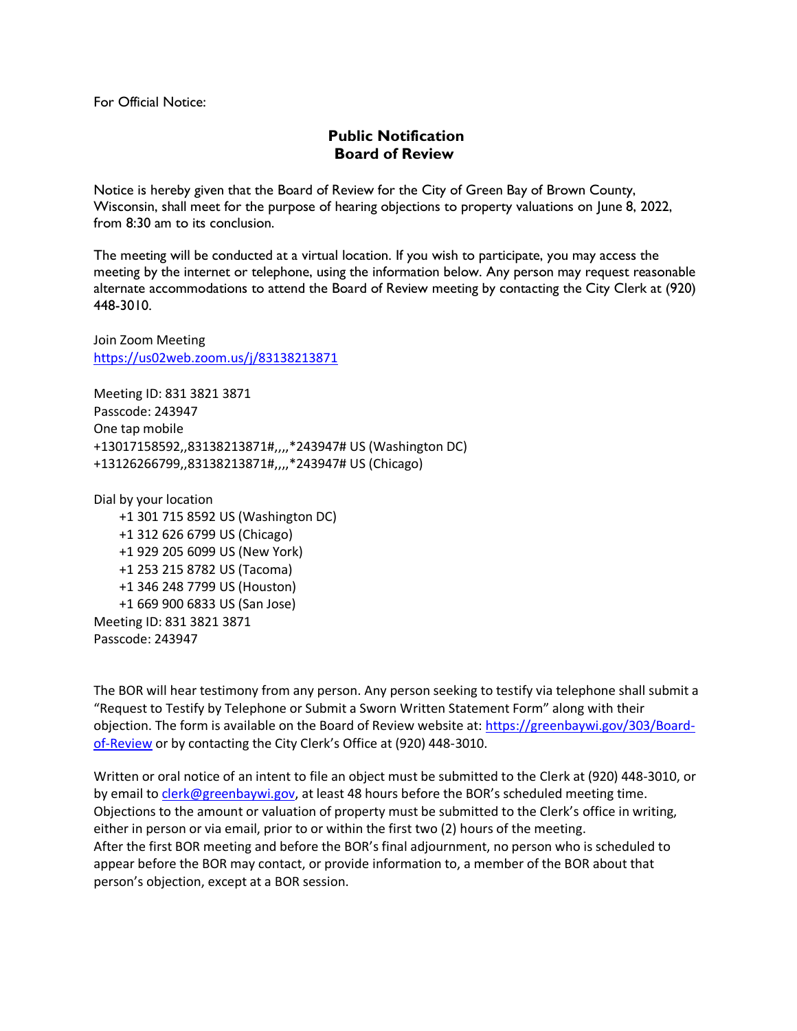For Official Notice:

# Public Notification
## Board of Review

Notice is hereby given that the Board of Review for the City of Green Bay of Brown County, Wisconsin, shall meet for the purpose of hearing objections to property valuations on June 8, 2022, from 8:30 am to its conclusion.

The meeting will be conducted at a virtual location. If you wish to participate, you may access the meeting by the internet or telephone, using the information below. Any person may request reasonable alternate accommodations to attend the Board of Review meeting by contacting the City Clerk at (920) 448-3010.

Join Zoom Meeting
https://us02web.zoom.us/j/83138213871

Meeting ID: 831 3821 3871
Passcode: 243947
One tap mobile
+13017158592,,83138213871#,,,,*243947# US (Washington DC)
+13126266799,,83138213871#,,,,*243947# US (Chicago)

Dial by your location
- +1 301 715 8592 US (Washington DC)
- +1 312 626 6799 US (Chicago)
- +1 929 205 6099 US (New York)
- +1 253 215 8782 US (Tacoma)
- +1 346 248 7799 US (Houston)
- +1 669 900 6833 US (San Jose)

Meeting ID: 831 3821 3871
Passcode: 243947

The BOR will hear testimony from any person. Any person seeking to testify via telephone shall submit a "Request to Testify by Telephone or Submit a Sworn Written Statement Form" along with their objection. The form is available on the Board of Review website at: https://greenbaywi.gov/303/Board-of-Review or by contacting the City Clerk's Office at (920) 448-3010.

Written or oral notice of an intent to file an object must be submitted to the Clerk at (920) 448-3010, or by email to clerk@greenbaywi.gov, at least 48 hours before the BOR's scheduled meeting time. Objections to the amount or valuation of property must be submitted to the Clerk's office in writing, either in person or via email, prior to or within the first two (2) hours of the meeting.
After the first BOR meeting and before the BOR's final adjournment, no person who is scheduled to appear before the BOR may contact, or provide information to, a member of the BOR about that person's objection, except at a BOR session.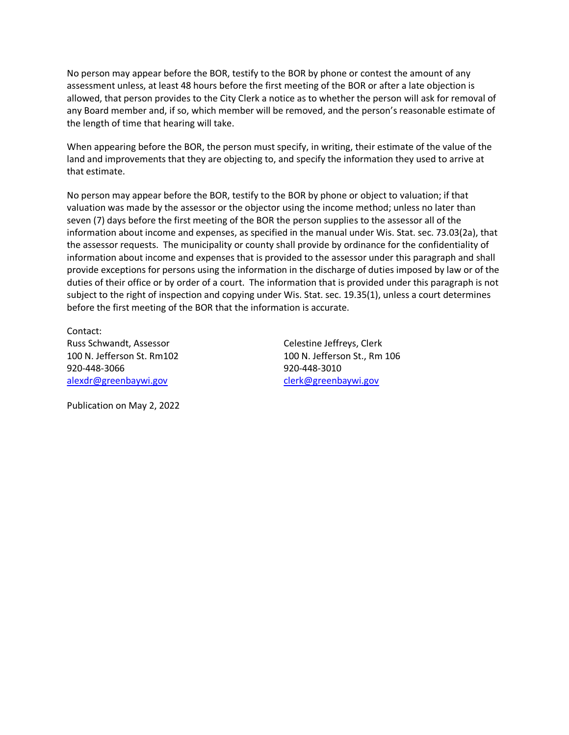No person may appear before the BOR, testify to the BOR by phone or contest the amount of any assessment unless, at least 48 hours before the first meeting of the BOR or after a late objection is allowed, that person provides to the City Clerk a notice as to whether the person will ask for removal of any Board member and, if so, which member will be removed, and the person's reasonable estimate of the length of time that hearing will take.

When appearing before the BOR, the person must specify, in writing, their estimate of the value of the land and improvements that they are objecting to, and specify the information they used to arrive at that estimate.

No person may appear before the BOR, testify to the BOR by phone or object to valuation; if that valuation was made by the assessor or the objector using the income method; unless no later than seven (7) days before the first meeting of the BOR the person supplies to the assessor all of the information about income and expenses, as specified in the manual under Wis. Stat. sec. 73.03(2a), that the assessor requests. The municipality or county shall provide by ordinance for the confidentiality of information about income and expenses that is provided to the assessor under this paragraph and shall provide exceptions for persons using the information in the discharge of duties imposed by law or of the duties of their office or by order of a court. The information that is provided under this paragraph is not subject to the right of inspection and copying under Wis. Stat. sec. 19.35(1), unless a court determines before the first meeting of the BOR that the information is accurate.

Contact:

Russ Schwandt, Assessor
100 N. Jefferson St. Rm102
920-448-3066
alexdr@greenbaywi.gov

Celestine Jeffreys, Clerk
100 N. Jefferson St., Rm 106
920-448-3010
clerk@greenbaywi.gov

Publication on May 2, 2022